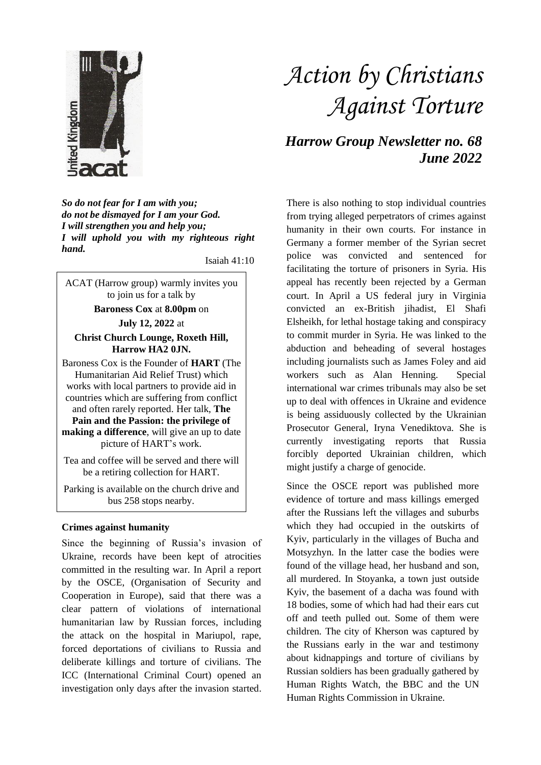# *Action by Christians Against Torture*

## *Harrow Group Newsletter no. 68*
## *June 2022*

***So do not fear for I am with you;***
***do not be dismayed for I am your God.***
***I will strengthen you and help you;***
***I will uphold you with my righteous right hand.***

Isaiah 41:10

---

ACAT (Harrow group) warmly invites you to join us for a talk by

**Baroness Cox** at **8.00pm** on

**July 12, 2022** at

**Christ Church Lounge, Roxeth Hill, Harrow HA2 0JN.**

Baroness Cox is the Founder of **HART** (The Humanitarian Aid Relief Trust) which works with local partners to provide aid in countries which are suffering from conflict and often rarely reported. Her talk, **The Pain and the Passion: the privilege of making a difference**, will give an up to date picture of HART's work.

Tea and coffee will be served and there will be a retiring collection for HART.

Parking is available on the church drive and bus 258 stops nearby.

---

### Crimes against humanity

Since the beginning of Russia's invasion of Ukraine, records have been kept of atrocities committed in the resulting war. In April a report by the OSCE, (Organisation of Security and Cooperation in Europe), said that there was a clear pattern of violations of international humanitarian law by Russian forces, including the attack on the hospital in Mariupol, rape, forced deportations of civilians to Russia and deliberate killings and torture of civilians. The ICC (International Criminal Court) opened an investigation only days after the invasion started.

There is also nothing to stop individual countries from trying alleged perpetrators of crimes against humanity in their own courts. For instance in Germany a former member of the Syrian secret police was convicted and sentenced for facilitating the torture of prisoners in Syria. His appeal has recently been rejected by a German court. In April a US federal jury in Virginia convicted an ex-British jihadist, El Shafi Elsheikh, for lethal hostage taking and conspiracy to commit murder in Syria. He was linked to the abduction and beheading of several hostages including journalists such as James Foley and aid workers such as Alan Henning. Special international war crimes tribunals may also be set up to deal with offences in Ukraine and evidence is being assiduously collected by the Ukrainian Prosecutor General, Iryna Venediktova. She is currently investigating reports that Russia forcibly deported Ukrainian children, which might justify a charge of genocide.

Since the OSCE report was published more evidence of torture and mass killings emerged after the Russians left the villages and suburbs which they had occupied in the outskirts of Kyiv, particularly in the villages of Bucha and Motsyzhyn. In the latter case the bodies were found of the village head, her husband and son, all murdered. In Stoyanka, a town just outside Kyiv, the basement of a dacha was found with 18 bodies, some of which had had their ears cut off and teeth pulled out. Some of them were children. The city of Kherson was captured by the Russians early in the war and testimony about kidnappings and torture of civilians by Russian soldiers has been gradually gathered by Human Rights Watch, the BBC and the UN Human Rights Commission in Ukraine.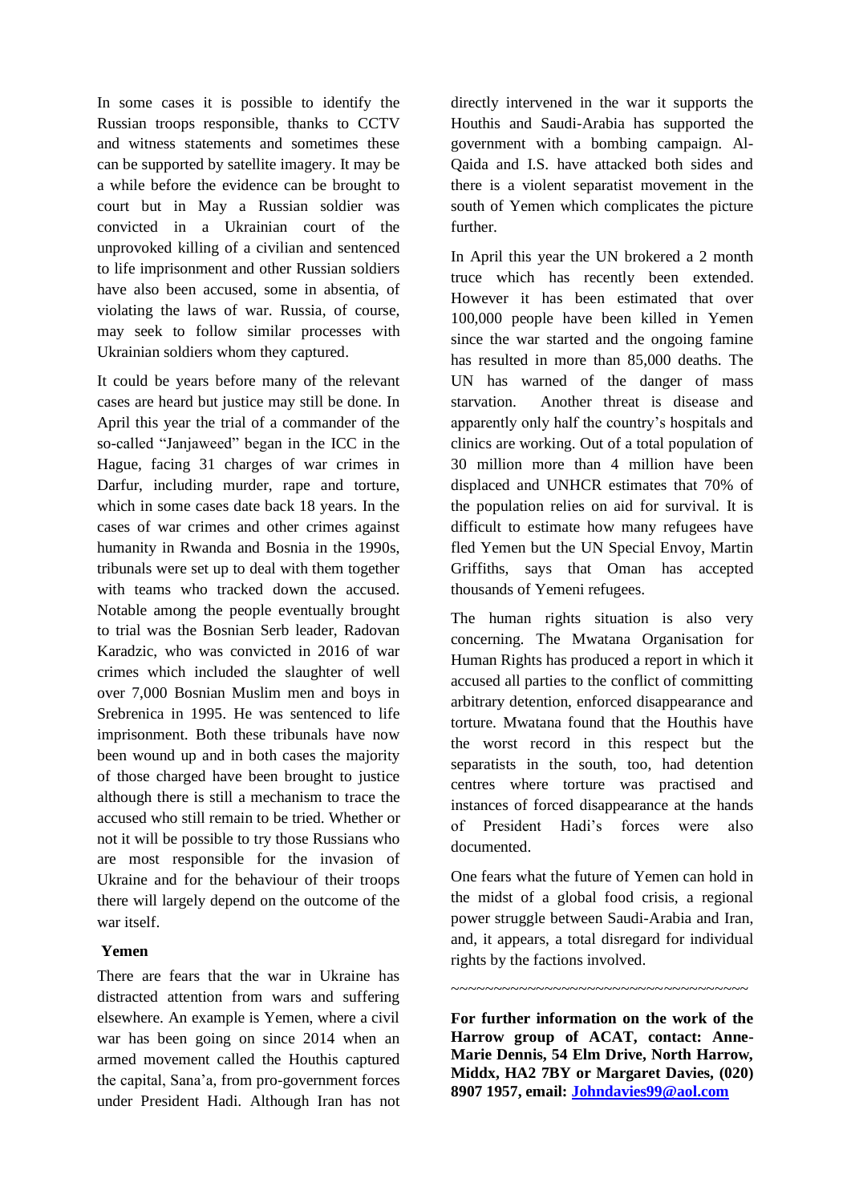In some cases it is possible to identify the Russian troops responsible, thanks to CCTV and witness statements and sometimes these can be supported by satellite imagery. It may be a while before the evidence can be brought to court but in May a Russian soldier was convicted in a Ukrainian court of the unprovoked killing of a civilian and sentenced to life imprisonment and other Russian soldiers have also been accused, some in absentia, of violating the laws of war. Russia, of course, may seek to follow similar processes with Ukrainian soldiers whom they captured.

It could be years before many of the relevant cases are heard but justice may still be done. In April this year the trial of a commander of the so-called "Janjaweed" began in the ICC in the Hague, facing 31 charges of war crimes in Darfur, including murder, rape and torture, which in some cases date back 18 years. In the cases of war crimes and other crimes against humanity in Rwanda and Bosnia in the 1990s, tribunals were set up to deal with them together with teams who tracked down the accused. Notable among the people eventually brought to trial was the Bosnian Serb leader, Radovan Karadzic, who was convicted in 2016 of war crimes which included the slaughter of well over 7,000 Bosnian Muslim men and boys in Srebrenica in 1995. He was sentenced to life imprisonment. Both these tribunals have now been wound up and in both cases the majority of those charged have been brought to justice although there is still a mechanism to trace the accused who still remain to be tried. Whether or not it will be possible to try those Russians who are most responsible for the invasion of Ukraine and for the behaviour of their troops there will largely depend on the outcome of the war itself.

**Yemen**

There are fears that the war in Ukraine has distracted attention from wars and suffering elsewhere. An example is Yemen, where a civil war has been going on since 2014 when an armed movement called the Houthis captured the capital, Sana'a, from pro-government forces under President Hadi. Although Iran has not directly intervened in the war it supports the Houthis and Saudi-Arabia has supported the government with a bombing campaign. Al-Qaida and I.S. have attacked both sides and there is a violent separatist movement in the south of Yemen which complicates the picture further.

In April this year the UN brokered a 2 month truce which has recently been extended. However it has been estimated that over 100,000 people have been killed in Yemen since the war started and the ongoing famine has resulted in more than 85,000 deaths. The UN has warned of the danger of mass starvation. Another threat is disease and apparently only half the country's hospitals and clinics are working. Out of a total population of 30 million more than 4 million have been displaced and UNHCR estimates that 70% of the population relies on aid for survival. It is difficult to estimate how many refugees have fled Yemen but the UN Special Envoy, Martin Griffiths, says that Oman has accepted thousands of Yemeni refugees.

The human rights situation is also very concerning. The Mwatana Organisation for Human Rights has produced a report in which it accused all parties to the conflict of committing arbitrary detention, enforced disappearance and torture. Mwatana found that the Houthis have the worst record in this respect but the separatists in the south, too, had detention centres where torture was practised and instances of forced disappearance at the hands of President Hadi's forces were also documented.

One fears what the future of Yemen can hold in the midst of a global food crisis, a regional power struggle between Saudi-Arabia and Iran, and, it appears, a total disregard for individual rights by the factions involved.

~~~~~~~~~~~~~~~~~~~~~~~~~~~~~~~~~~~~

**For further information on the work of the Harrow group of ACAT, contact: Anne-Marie Dennis, 54 Elm Drive, North Harrow, Middx, HA2 7BY or Margaret Davies, (020) 8907 1957, email: Johndavies99@aol.com**